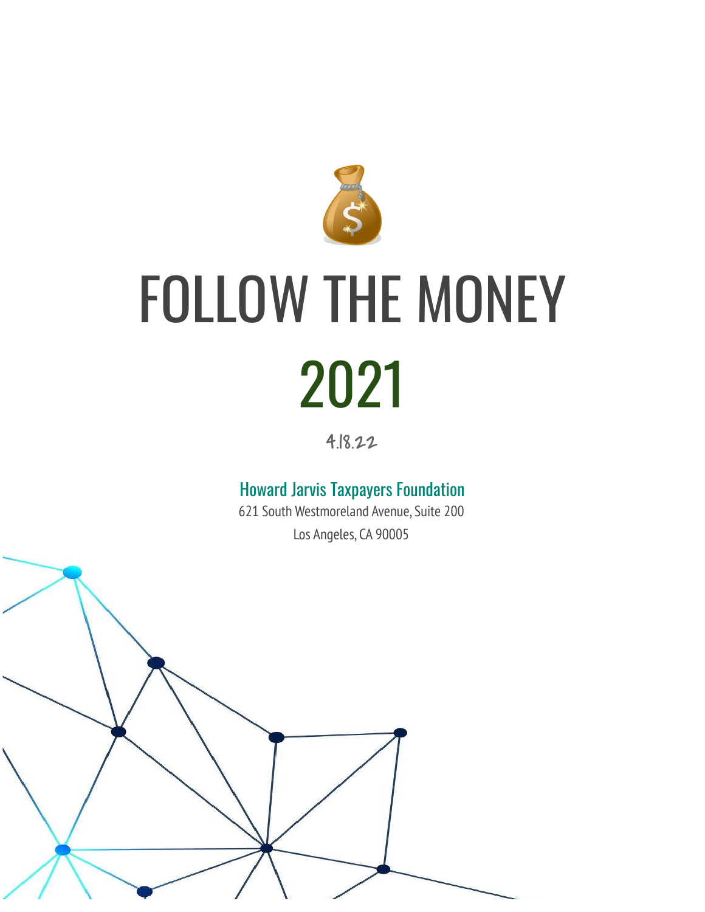# FOLLOW THE MONEY

# 2021

4.18.22

Howard Jarvis Taxpayers Foundation

621 South Westmoreland Avenue, Suite 200

Los Angeles, CA 90005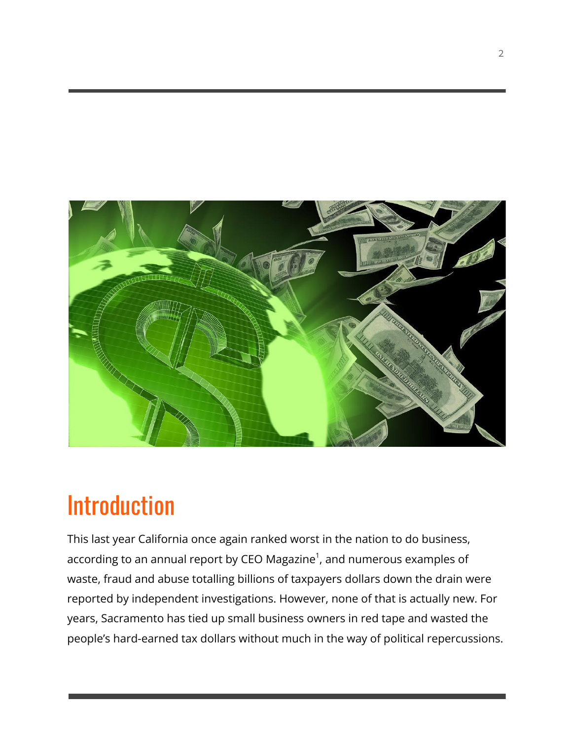# Introduction

This last year California once again ranked worst in the nation to do business, according to an annual report by CEO Magazine[1], and numerous examples of waste, fraud and abuse totalling billions of taxpayers dollars down the drain were reported by independent investigations. However, none of that is actually new. For years, Sacramento has tied up small business owners in red tape and wasted the people's hard-earned tax dollars without much in the way of political repercussions.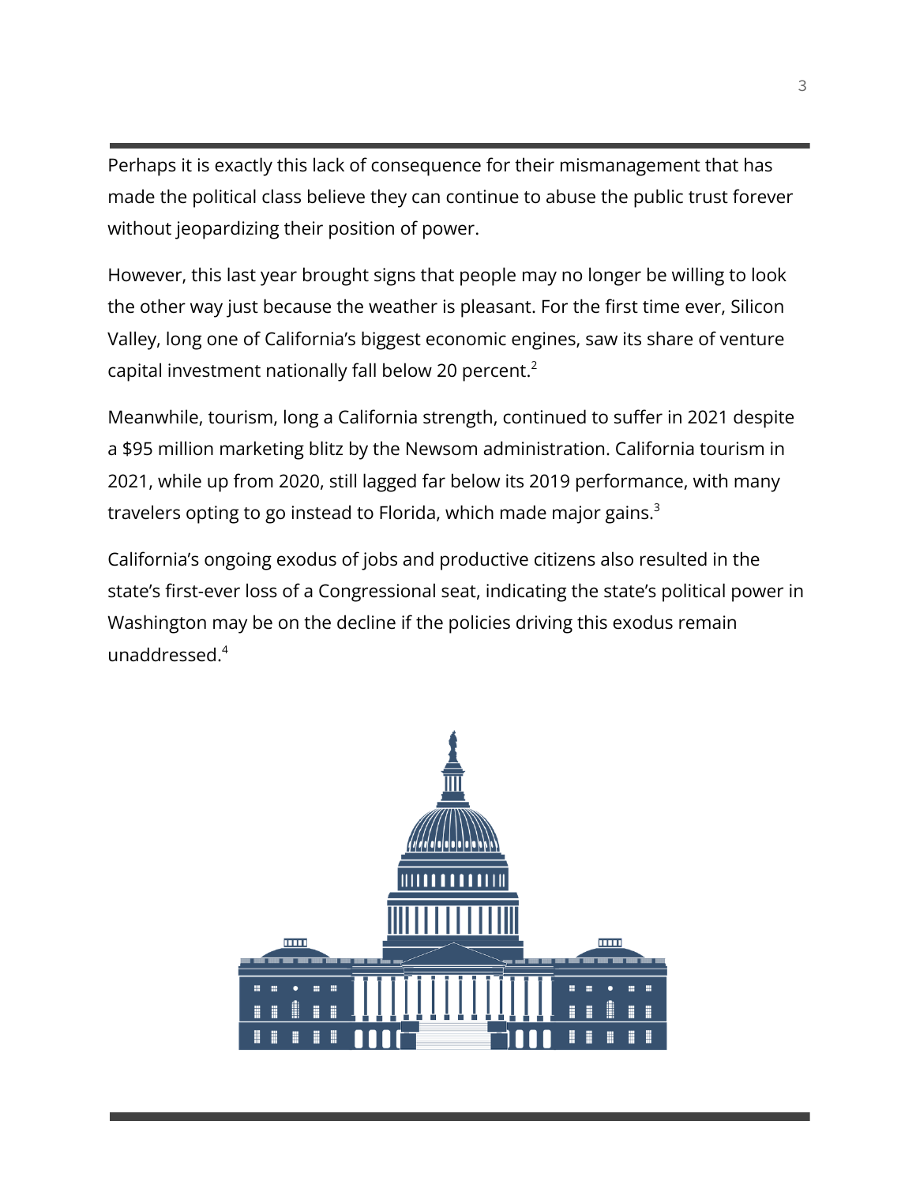Perhaps it is exactly this lack of consequence for their mismanagement that has made the political class believe they can continue to abuse the public trust forever without jeopardizing their position of power.

However, this last year brought signs that people may no longer be willing to look the other way just because the weather is pleasant. For the first time ever, Silicon Valley, long one of California's biggest economic engines, saw its share of venture capital investment nationally fall below 20 percent.[2]

Meanwhile, tourism, long a California strength, continued to suffer in 2021 despite a $95 million marketing blitz by the Newsom administration. California tourism in 2021, while up from 2020, still lagged far below its 2019 performance, with many travelers opting to go instead to Florida, which made major gains.[3]

California's ongoing exodus of jobs and productive citizens also resulted in the state's first-ever loss of a Congressional seat, indicating the state's political power in Washington may be on the decline if the policies driving this exodus remain unaddressed.[4]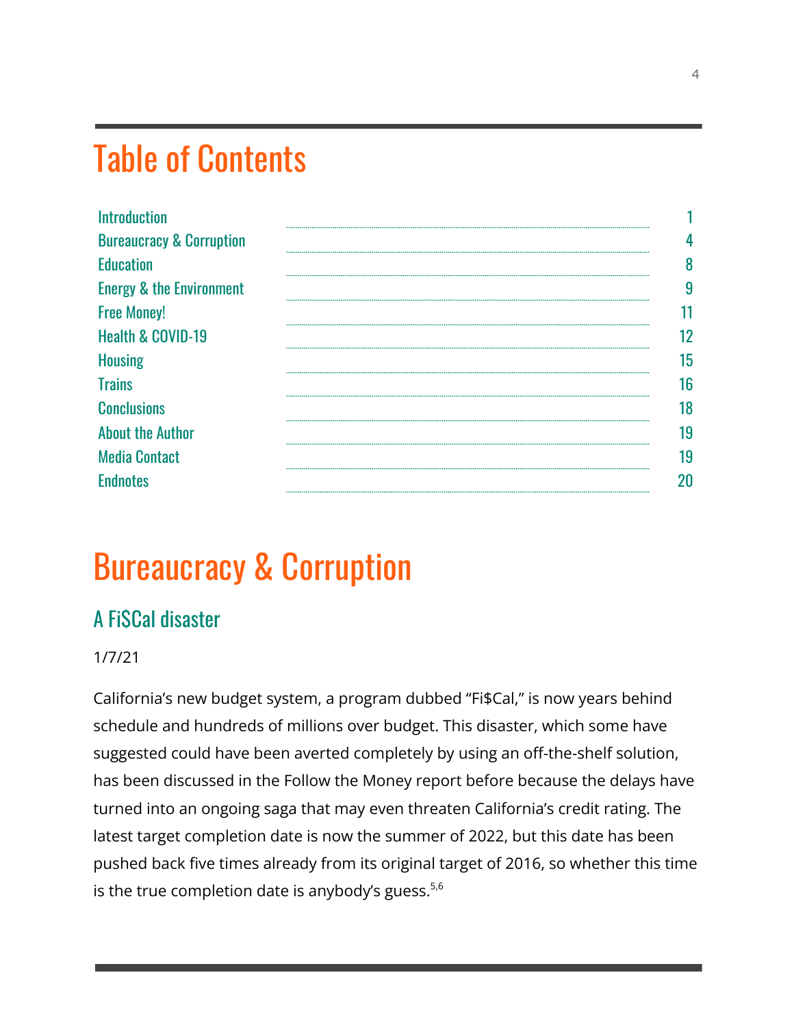# Table of Contents

| | |
|---|---|
| Introduction | 1 |
| Bureaucracy & Corruption | 4 |
| Education | 8 |
| Energy & the Environment | 9 |
| Free Money! | 11 |
| Health & COVID-19 | 12 |
| Housing | 15 |
| Trains | 16 |
| Conclusions | 18 |
| About the Author | 19 |
| Media Contact | 19 |
| Endnotes | 20 |

# Bureaucracy & Corruption

## A Fi$Cal disaster

1/7/21

California's new budget system, a program dubbed "Fi$Cal," is now years behind schedule and hundreds of millions over budget. This disaster, which some have suggested could have been averted completely by using an off-the-shelf solution, has been discussed in the Follow the Money report before because the delays have turned into an ongoing saga that may even threaten California's credit rating. The latest target completion date is now the summer of 2022, but this date has been pushed back five times already from its original target of 2016, so whether this time is the true completion date is anybody's guess.[5,6]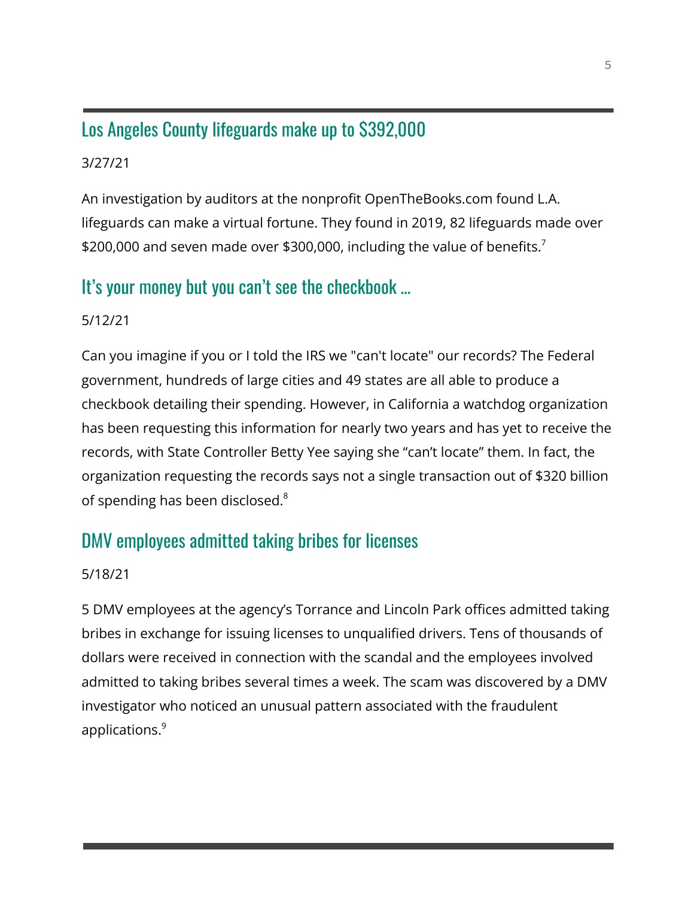## Los Angeles County lifeguards make up to $392,000

3/27/21

An investigation by auditors at the nonprofit OpenTheBooks.com found L.A. lifeguards can make a virtual fortune. They found in 2019, 82 lifeguards made over $200,000 and seven made over $300,000, including the value of benefits.[7]

## It's your money but you can't see the checkbook ...

5/12/21

Can you imagine if you or I told the IRS we "can't locate" our records? The Federal government, hundreds of large cities and 49 states are all able to produce a checkbook detailing their spending. However, in California a watchdog organization has been requesting this information for nearly two years and has yet to receive the records, with State Controller Betty Yee saying she "can't locate" them. In fact, the organization requesting the records says not a single transaction out of $320 billion of spending has been disclosed.[8]

## DMV employees admitted taking bribes for licenses

5/18/21

5 DMV employees at the agency's Torrance and Lincoln Park offices admitted taking bribes in exchange for issuing licenses to unqualified drivers. Tens of thousands of dollars were received in connection with the scandal and the employees involved admitted to taking bribes several times a week. The scam was discovered by a DMV investigator who noticed an unusual pattern associated with the fraudulent applications.[9]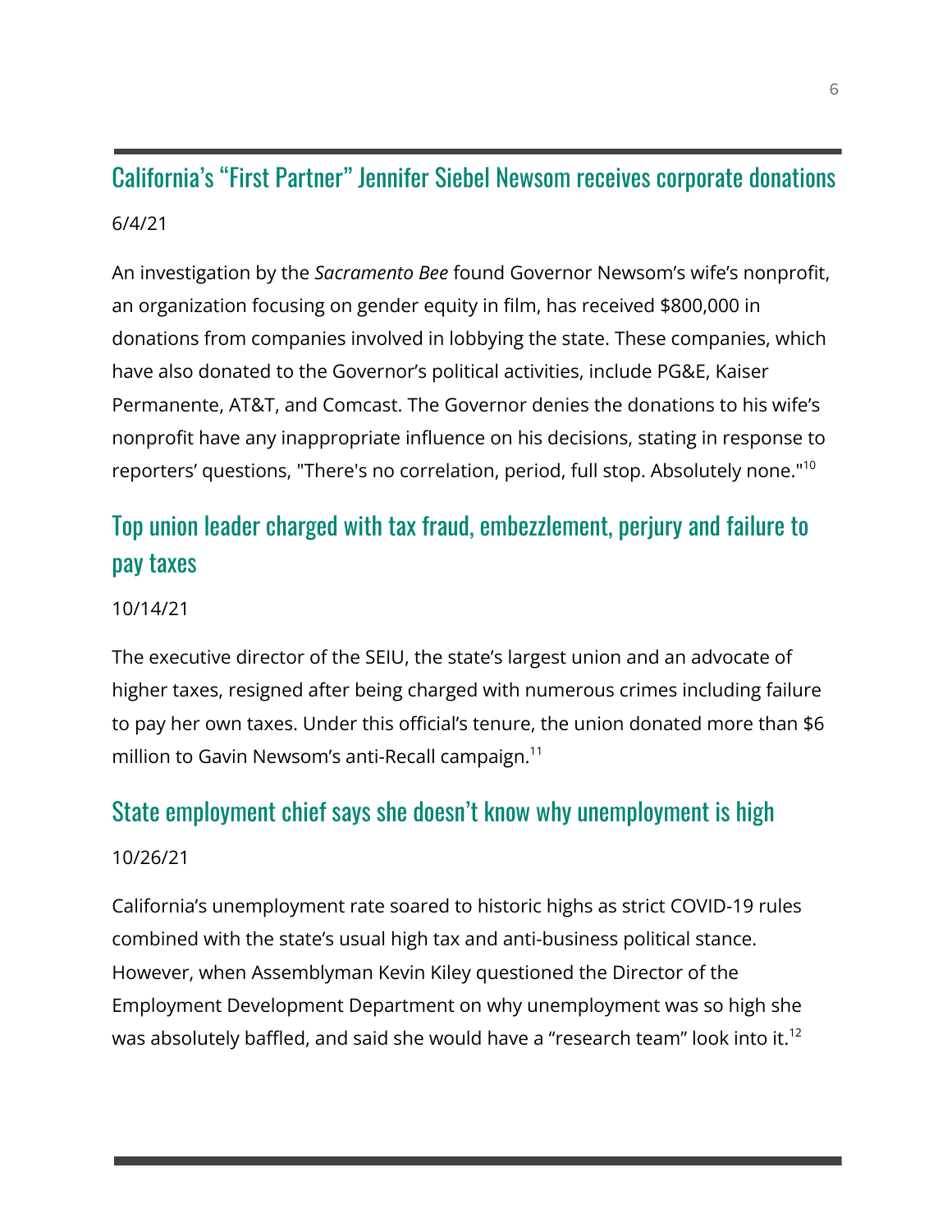## California's "First Partner" Jennifer Siebel Newsom receives corporate donations

6/4/21

An investigation by the *Sacramento Bee* found Governor Newsom's wife's nonprofit, an organization focusing on gender equity in film, has received $800,000 in donations from companies involved in lobbying the state. These companies, which have also donated to the Governor's political activities, include PG&E, Kaiser Permanente, AT&T, and Comcast. The Governor denies the donations to his wife's nonprofit have any inappropriate influence on his decisions, stating in response to reporters' questions, "There's no correlation, period, full stop. Absolutely none."[10]

## Top union leader charged with tax fraud, embezzlement, perjury and failure to pay taxes

10/14/21

The executive director of the SEIU, the state's largest union and an advocate of higher taxes, resigned after being charged with numerous crimes including failure to pay her own taxes. Under this official's tenure, the union donated more than $6 million to Gavin Newsom's anti-Recall campaign.[11]

## State employment chief says she doesn't know why unemployment is high

10/26/21

California's unemployment rate soared to historic highs as strict COVID-19 rules combined with the state's usual high tax and anti-business political stance. However, when Assemblyman Kevin Kiley questioned the Director of the Employment Development Department on why unemployment was so high she was absolutely baffled, and said she would have a "research team" look into it.[12]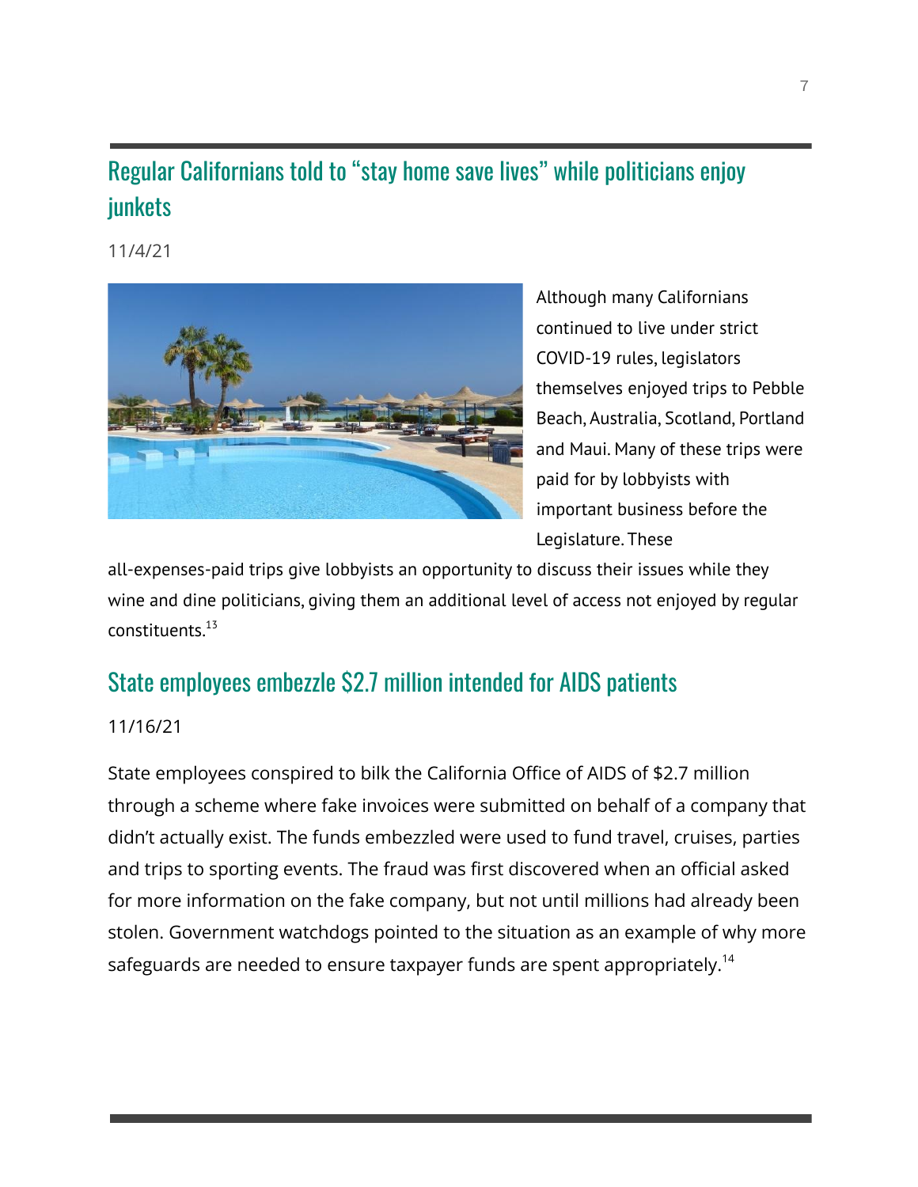## Regular Californians told to "stay home save lives" while politicians enjoy junkets

11/4/21

Although many Californians continued to live under strict COVID-19 rules, legislators themselves enjoyed trips to Pebble Beach, Australia, Scotland, Portland and Maui. Many of these trips were paid for by lobbyists with important business before the Legislature. These all-expenses-paid trips give lobbyists an opportunity to discuss their issues while they wine and dine politicians, giving them an additional level of access not enjoyed by regular constituents.[13]

## State employees embezzle $2.7 million intended for AIDS patients

11/16/21

State employees conspired to bilk the California Office of AIDS of $2.7 million through a scheme where fake invoices were submitted on behalf of a company that didn't actually exist. The funds embezzled were used to fund travel, cruises, parties and trips to sporting events. The fraud was first discovered when an official asked for more information on the fake company, but not until millions had already been stolen. Government watchdogs pointed to the situation as an example of why more safeguards are needed to ensure taxpayer funds are spent appropriately.[14]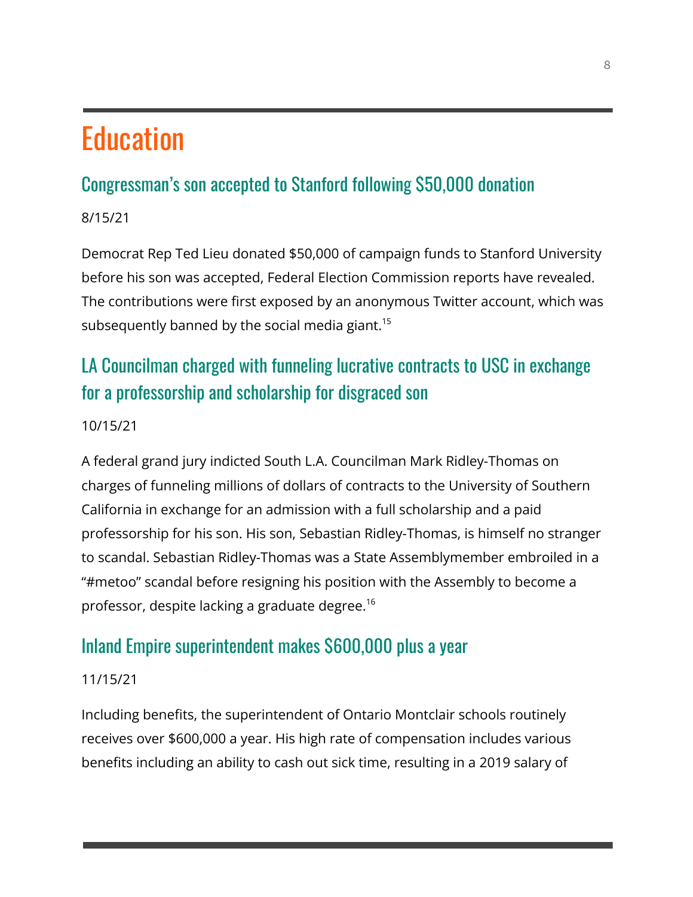# Education

## Congressman's son accepted to Stanford following $50,000 donation

8/15/21

Democrat Rep Ted Lieu donated $50,000 of campaign funds to Stanford University before his son was accepted, Federal Election Commission reports have revealed. The contributions were first exposed by an anonymous Twitter account, which was subsequently banned by the social media giant.[15]

## LA Councilman charged with funneling lucrative contracts to USC in exchange for a professorship and scholarship for disgraced son

10/15/21

A federal grand jury indicted South L.A. Councilman Mark Ridley-Thomas on charges of funneling millions of dollars of contracts to the University of Southern California in exchange for an admission with a full scholarship and a paid professorship for his son. His son, Sebastian Ridley-Thomas, is himself no stranger to scandal. Sebastian Ridley-Thomas was a State Assemblymember embroiled in a "#metoo" scandal before resigning his position with the Assembly to become a professor, despite lacking a graduate degree.[16]

## Inland Empire superintendent makes $600,000 plus a year

11/15/21

Including benefits, the superintendent of Ontario Montclair schools routinely receives over $600,000 a year. His high rate of compensation includes various benefits including an ability to cash out sick time, resulting in a 2019 salary of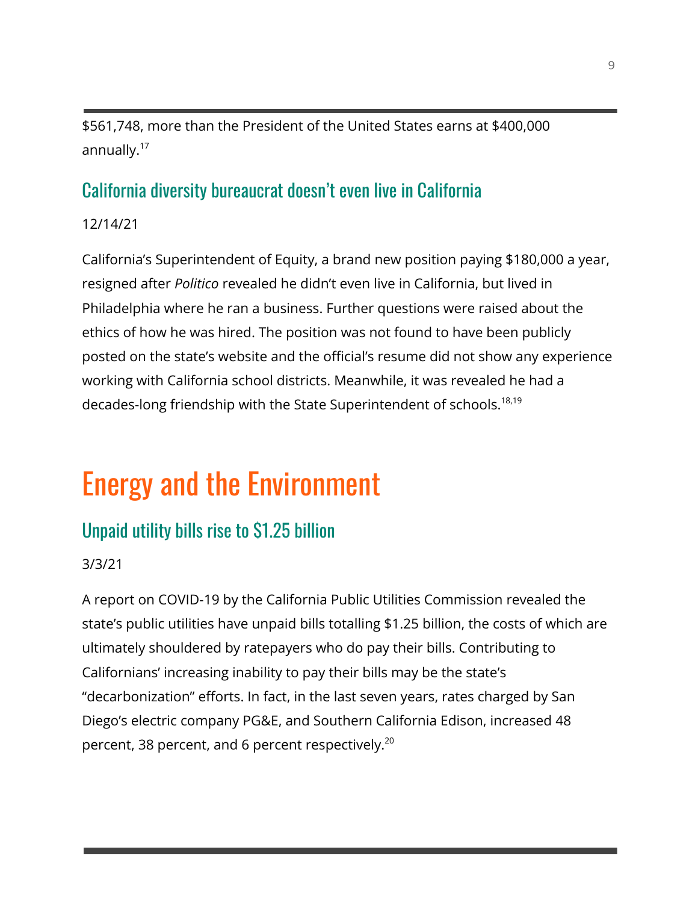$561,748, more than the President of the United States earns at $400,000 annually.[17]

### California diversity bureaucrat doesn't even live in California

12/14/21

California's Superintendent of Equity, a brand new position paying $180,000 a year, resigned after *Politico* revealed he didn't even live in California, but lived in Philadelphia where he ran a business. Further questions were raised about the ethics of how he was hired. The position was not found to have been publicly posted on the state's website and the official's resume did not show any experience working with California school districts. Meanwhile, it was revealed he had a decades-long friendship with the State Superintendent of schools.[18,19]

## Energy and the Environment

### Unpaid utility bills rise to $1.25 billion

3/3/21

A report on COVID-19 by the California Public Utilities Commission revealed the state's public utilities have unpaid bills totalling $1.25 billion, the costs of which are ultimately shouldered by ratepayers who do pay their bills. Contributing to Californians' increasing inability to pay their bills may be the state's "decarbonization" efforts. In fact, in the last seven years, rates charged by San Diego's electric company PG&E, and Southern California Edison, increased 48 percent, 38 percent, and 6 percent respectively.[20]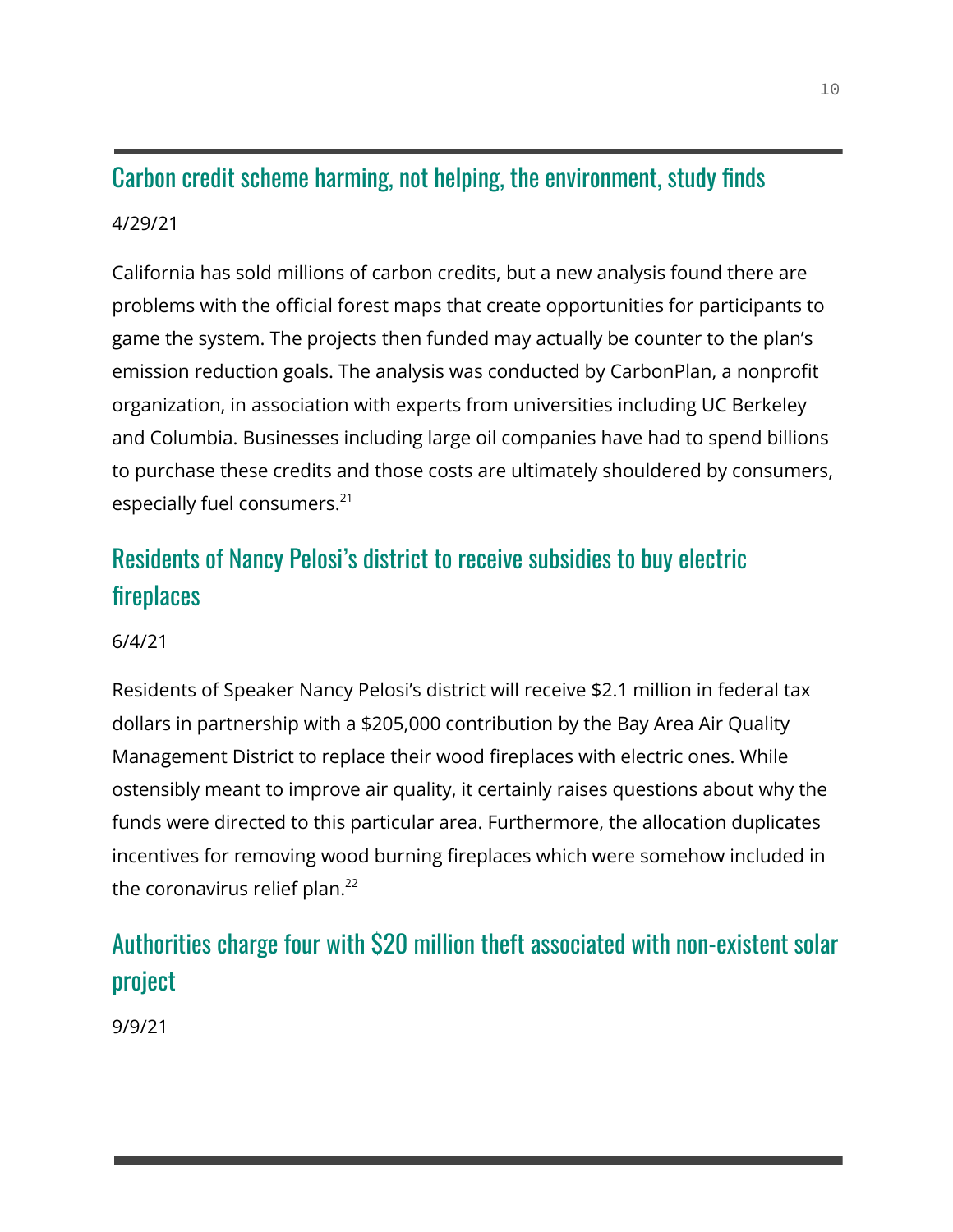## Carbon credit scheme harming, not helping, the environment, study finds

4/29/21

California has sold millions of carbon credits, but a new analysis found there are problems with the official forest maps that create opportunities for participants to game the system. The projects then funded may actually be counter to the plan's emission reduction goals. The analysis was conducted by CarbonPlan, a nonprofit organization, in association with experts from universities including UC Berkeley and Columbia. Businesses including large oil companies have had to spend billions to purchase these credits and those costs are ultimately shouldered by consumers, especially fuel consumers.[21]

## Residents of Nancy Pelosi's district to receive subsidies to buy electric fireplaces

6/4/21

Residents of Speaker Nancy Pelosi's district will receive $2.1 million in federal tax dollars in partnership with a $205,000 contribution by the Bay Area Air Quality Management District to replace their wood fireplaces with electric ones. While ostensibly meant to improve air quality, it certainly raises questions about why the funds were directed to this particular area. Furthermore, the allocation duplicates incentives for removing wood burning fireplaces which were somehow included in the coronavirus relief plan.[22]

## Authorities charge four with $20 million theft associated with non-existent solar project

9/9/21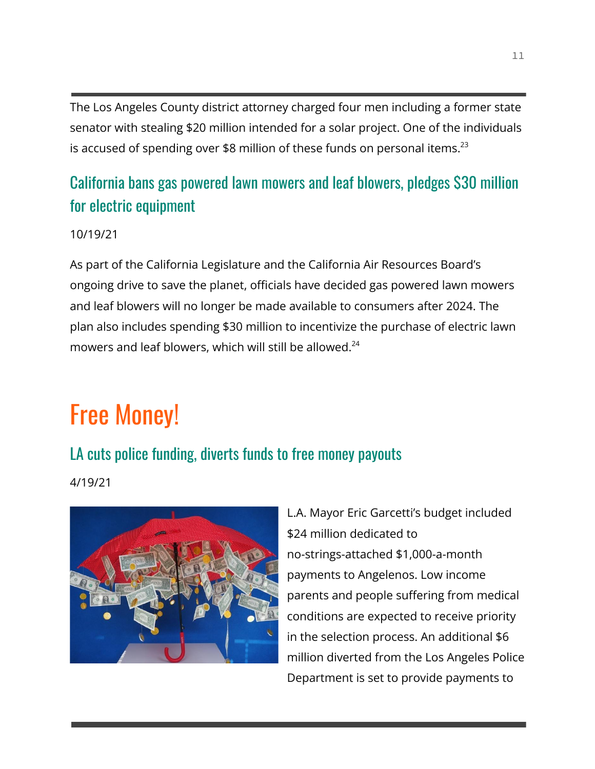The Los Angeles County district attorney charged four men including a former state senator with stealing $20 million intended for a solar project. One of the individuals is accused of spending over $8 million of these funds on personal items.[23]

### California bans gas powered lawn mowers and leaf blowers, pledges $30 million for electric equipment

10/19/21

As part of the California Legislature and the California Air Resources Board's ongoing drive to save the planet, officials have decided gas powered lawn mowers and leaf blowers will no longer be made available to consumers after 2024. The plan also includes spending $30 million to incentivize the purchase of electric lawn mowers and leaf blowers, which will still be allowed.[24]

## Free Money!

### LA cuts police funding, diverts funds to free money payouts

4/19/21

L.A. Mayor Eric Garcetti's budget included $24 million dedicated to no-strings-attached $1,000-a-month payments to Angelenos. Low income parents and people suffering from medical conditions are expected to receive priority in the selection process. An additional $6 million diverted from the Los Angeles Police Department is set to provide payments to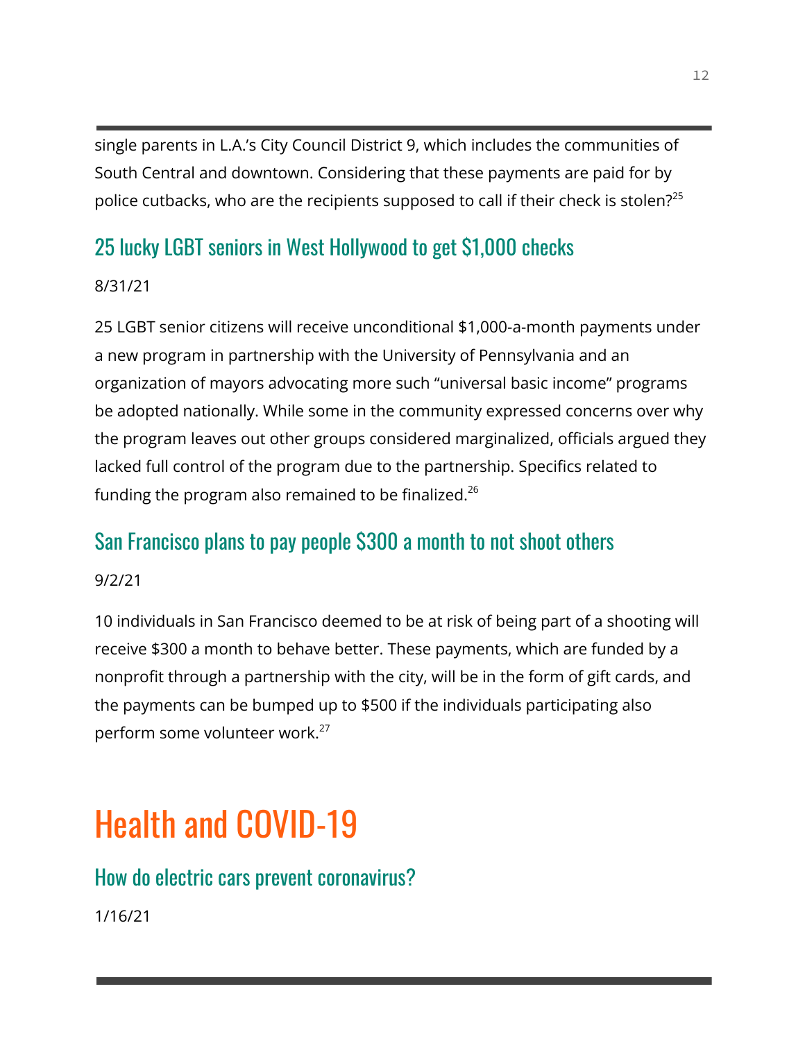single parents in L.A.'s City Council District 9, which includes the communities of South Central and downtown. Considering that these payments are paid for by police cutbacks, who are the recipients supposed to call if their check is stolen?[25]

### 25 lucky LGBT seniors in West Hollywood to get $1,000 checks

8/31/21

25 LGBT senior citizens will receive unconditional $1,000-a-month payments under a new program in partnership with the University of Pennsylvania and an organization of mayors advocating more such "universal basic income" programs be adopted nationally. While some in the community expressed concerns over why the program leaves out other groups considered marginalized, officials argued they lacked full control of the program due to the partnership. Specifics related to funding the program also remained to be finalized.[26]

### San Francisco plans to pay people $300 a month to not shoot others

9/2/21

10 individuals in San Francisco deemed to be at risk of being part of a shooting will receive $300 a month to behave better. These payments, which are funded by a nonprofit through a partnership with the city, will be in the form of gift cards, and the payments can be bumped up to $500 if the individuals participating also perform some volunteer work.[27]

## Health and COVID-19

### How do electric cars prevent coronavirus?

1/16/21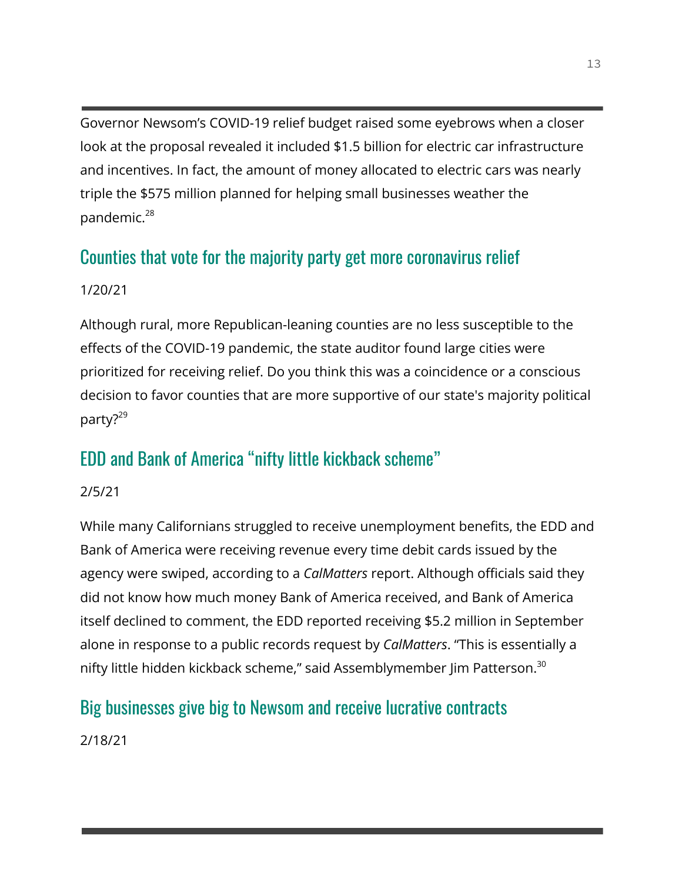Governor Newsom's COVID-19 relief budget raised some eyebrows when a closer look at the proposal revealed it included $1.5 billion for electric car infrastructure and incentives. In fact, the amount of money allocated to electric cars was nearly triple the $575 million planned for helping small businesses weather the pandemic.[28]

## Counties that vote for the majority party get more coronavirus relief

1/20/21

Although rural, more Republican-leaning counties are no less susceptible to the effects of the COVID-19 pandemic, the state auditor found large cities were prioritized for receiving relief. Do you think this was a coincidence or a conscious decision to favor counties that are more supportive of our state's majority political party?[29]

## EDD and Bank of America "nifty little kickback scheme"

2/5/21

While many Californians struggled to receive unemployment benefits, the EDD and Bank of America were receiving revenue every time debit cards issued by the agency were swiped, according to a *CalMatters* report. Although officials said they did not know how much money Bank of America received, and Bank of America itself declined to comment, the EDD reported receiving $5.2 million in September alone in response to a public records request by *CalMatters*. "This is essentially a nifty little hidden kickback scheme," said Assemblymember Jim Patterson.[30]

## Big businesses give big to Newsom and receive lucrative contracts

2/18/21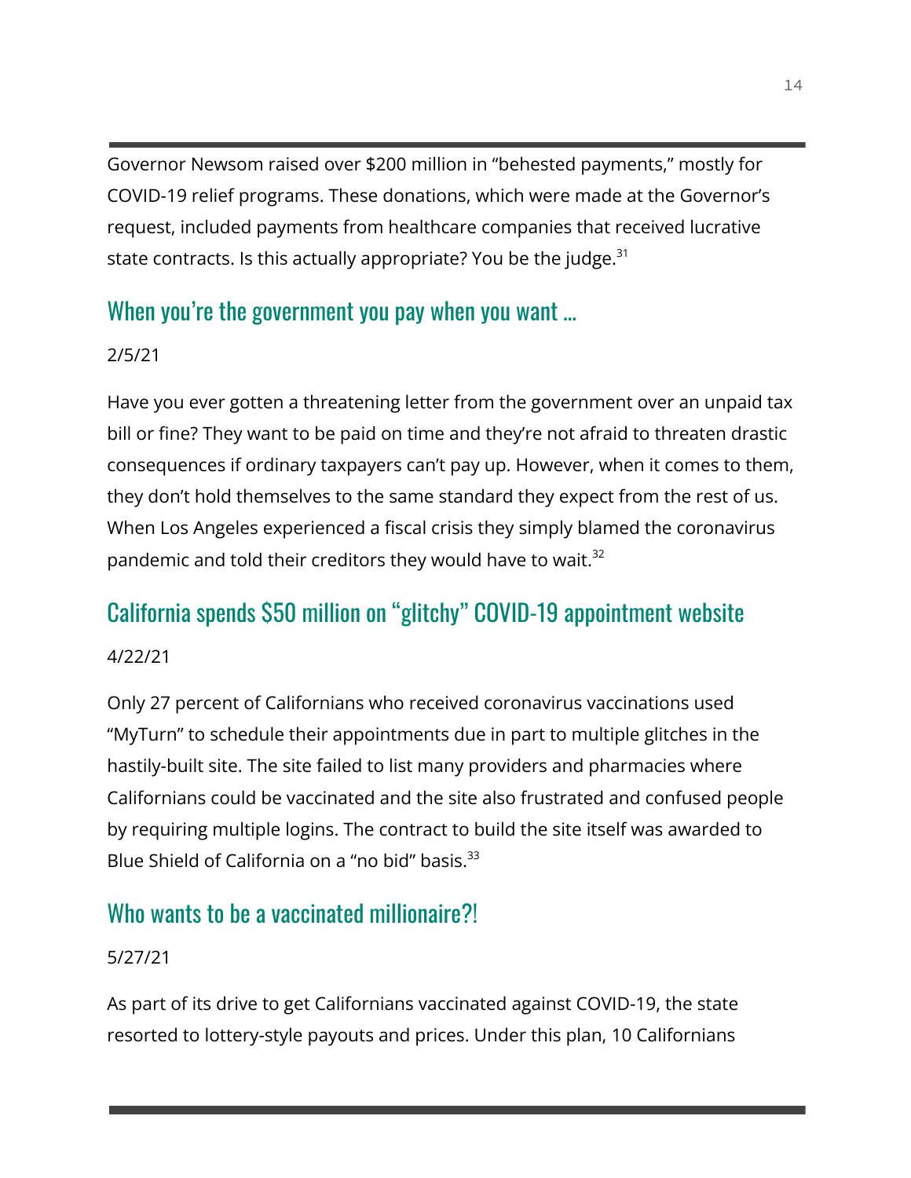Governor Newsom raised over $200 million in "behested payments," mostly for COVID-19 relief programs. These donations, which were made at the Governor's request, included payments from healthcare companies that received lucrative state contracts. Is this actually appropriate? You be the judge.[31]

## When you're the government you pay when you want ...

2/5/21

Have you ever gotten a threatening letter from the government over an unpaid tax bill or fine? They want to be paid on time and they're not afraid to threaten drastic consequences if ordinary taxpayers can't pay up. However, when it comes to them, they don't hold themselves to the same standard they expect from the rest of us. When Los Angeles experienced a fiscal crisis they simply blamed the coronavirus pandemic and told their creditors they would have to wait.[32]

## California spends $50 million on "glitchy" COVID-19 appointment website

4/22/21

Only 27 percent of Californians who received coronavirus vaccinations used "MyTurn" to schedule their appointments due in part to multiple glitches in the hastily-built site. The site failed to list many providers and pharmacies where Californians could be vaccinated and the site also frustrated and confused people by requiring multiple logins. The contract to build the site itself was awarded to Blue Shield of California on a "no bid" basis.[33]

## Who wants to be a vaccinated millionaire?!

5/27/21

As part of its drive to get Californians vaccinated against COVID-19, the state resorted to lottery-style payouts and prices. Under this plan, 10 Californians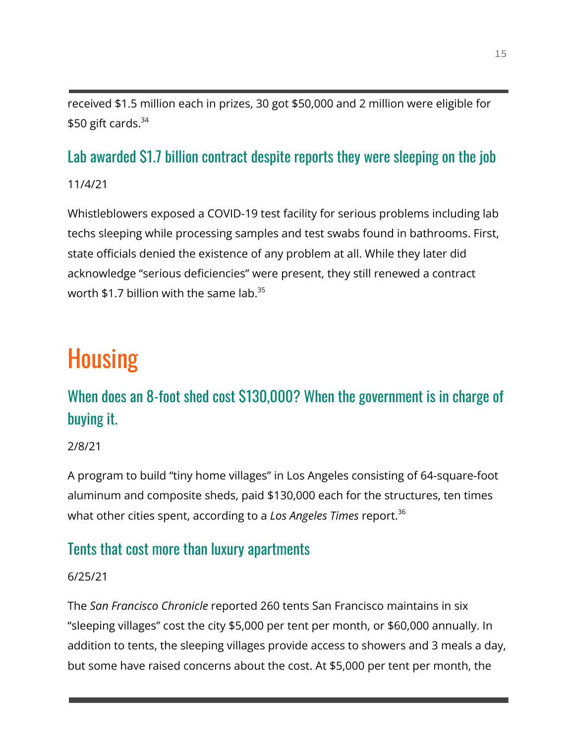received $1.5 million each in prizes, 30 got $50,000 and 2 million were eligible for $50 gift cards.[34]

### Lab awarded $1.7 billion contract despite reports they were sleeping on the job

11/4/21

Whistleblowers exposed a COVID-19 test facility for serious problems including lab techs sleeping while processing samples and test swabs found in bathrooms. First, state officials denied the existence of any problem at all. While they later did acknowledge "serious deficiencies" were present, they still renewed a contract worth $1.7 billion with the same lab.[35]

## Housing

### When does an 8-foot shed cost $130,000? When the government is in charge of buying it.

2/8/21

A program to build "tiny home villages" in Los Angeles consisting of 64-square-foot aluminum and composite sheds, paid $130,000 each for the structures, ten times what other cities spent, according to a *Los Angeles Times* report.[36]

### Tents that cost more than luxury apartments

6/25/21

The *San Francisco Chronicle* reported 260 tents San Francisco maintains in six "sleeping villages" cost the city $5,000 per tent per month, or $60,000 annually. In addition to tents, the sleeping villages provide access to showers and 3 meals a day, but some have raised concerns about the cost. At $5,000 per tent per month, the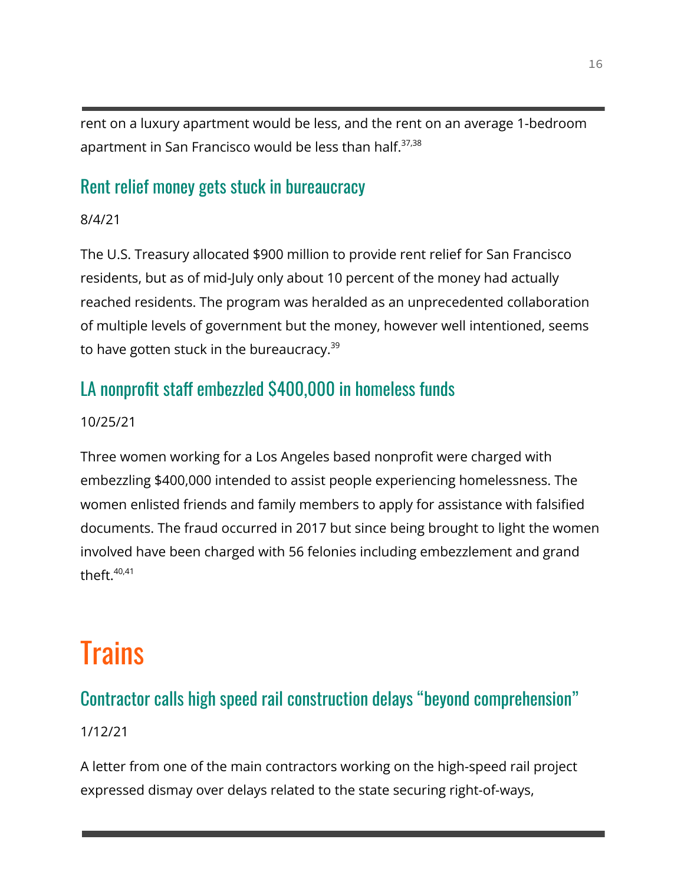rent on a luxury apartment would be less, and the rent on an average 1-bedroom apartment in San Francisco would be less than half.[37,38]

### Rent relief money gets stuck in bureaucracy

8/4/21

The U.S. Treasury allocated $900 million to provide rent relief for San Francisco residents, but as of mid-July only about 10 percent of the money had actually reached residents. The program was heralded as an unprecedented collaboration of multiple levels of government but the money, however well intentioned, seems to have gotten stuck in the bureaucracy.[39]

### LA nonprofit staff embezzled $400,000 in homeless funds

10/25/21

Three women working for a Los Angeles based nonprofit were charged with embezzling $400,000 intended to assist people experiencing homelessness. The women enlisted friends and family members to apply for assistance with falsified documents. The fraud occurred in 2017 but since being brought to light the women involved have been charged with 56 felonies including embezzlement and grand theft.[40,41]

## Trains

### Contractor calls high speed rail construction delays “beyond comprehension”

1/12/21

A letter from one of the main contractors working on the high-speed rail project expressed dismay over delays related to the state securing right-of-ways,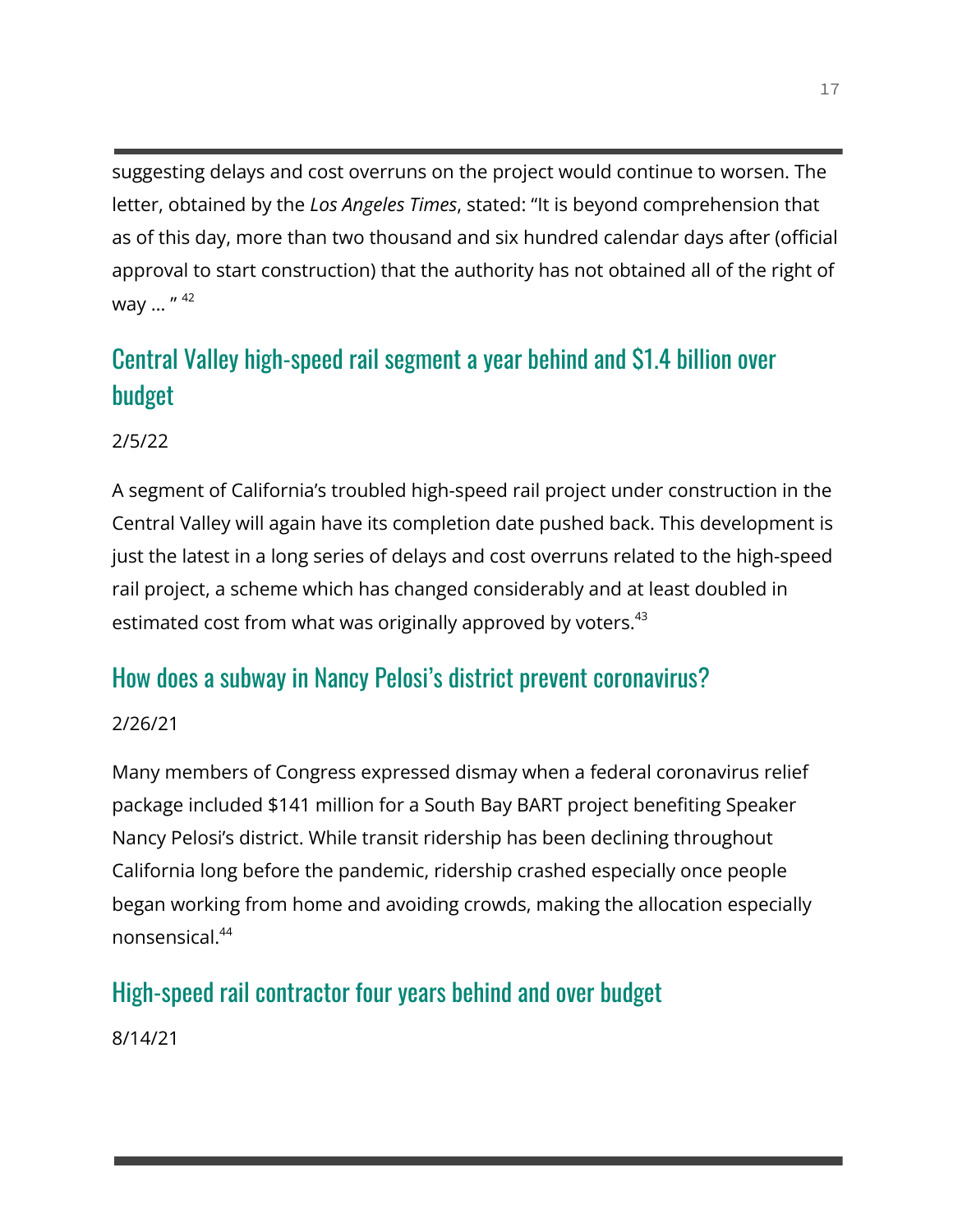suggesting delays and cost overruns on the project would continue to worsen. The letter, obtained by the *Los Angeles Times*, stated: "It is beyond comprehension that as of this day, more than two thousand and six hundred calendar days after (official approval to start construction) that the authority has not obtained all of the right of way ... " [42]

## Central Valley high-speed rail segment a year behind and $1.4 billion over budget

2/5/22

A segment of California's troubled high-speed rail project under construction in the Central Valley will again have its completion date pushed back. This development is just the latest in a long series of delays and cost overruns related to the high-speed rail project, a scheme which has changed considerably and at least doubled in estimated cost from what was originally approved by voters.[43]

## How does a subway in Nancy Pelosi's district prevent coronavirus?

2/26/21

Many members of Congress expressed dismay when a federal coronavirus relief package included $141 million for a South Bay BART project benefiting Speaker Nancy Pelosi's district. While transit ridership has been declining throughout California long before the pandemic, ridership crashed especially once people began working from home and avoiding crowds, making the allocation especially nonsensical.[44]

## High-speed rail contractor four years behind and over budget

8/14/21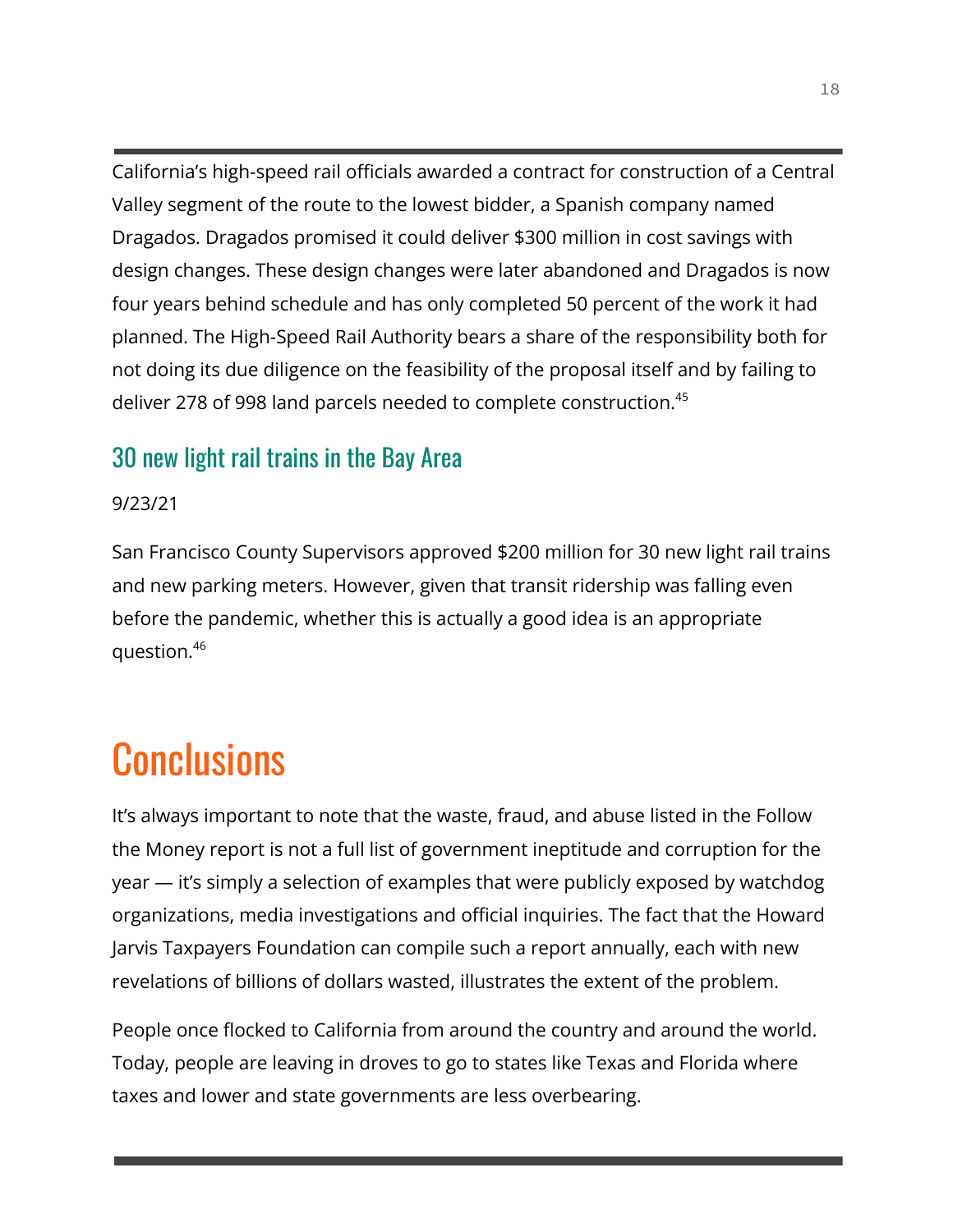California's high-speed rail officials awarded a contract for construction of a Central Valley segment of the route to the lowest bidder, a Spanish company named Dragados. Dragados promised it could deliver $300 million in cost savings with design changes. These design changes were later abandoned and Dragados is now four years behind schedule and has only completed 50 percent of the work it had planned. The High-Speed Rail Authority bears a share of the responsibility both for not doing its due diligence on the feasibility of the proposal itself and by failing to deliver 278 of 998 land parcels needed to complete construction.[45]

### 30 new light rail trains in the Bay Area

9/23/21

San Francisco County Supervisors approved $200 million for 30 new light rail trains and new parking meters. However, given that transit ridership was falling even before the pandemic, whether this is actually a good idea is an appropriate question.[46]

# Conclusions

It's always important to note that the waste, fraud, and abuse listed in the Follow the Money report is not a full list of government ineptitude and corruption for the year — it's simply a selection of examples that were publicly exposed by watchdog organizations, media investigations and official inquiries. The fact that the Howard Jarvis Taxpayers Foundation can compile such a report annually, each with new revelations of billions of dollars wasted, illustrates the extent of the problem.

People once flocked to California from around the country and around the world. Today, people are leaving in droves to go to states like Texas and Florida where taxes and lower and state governments are less overbearing.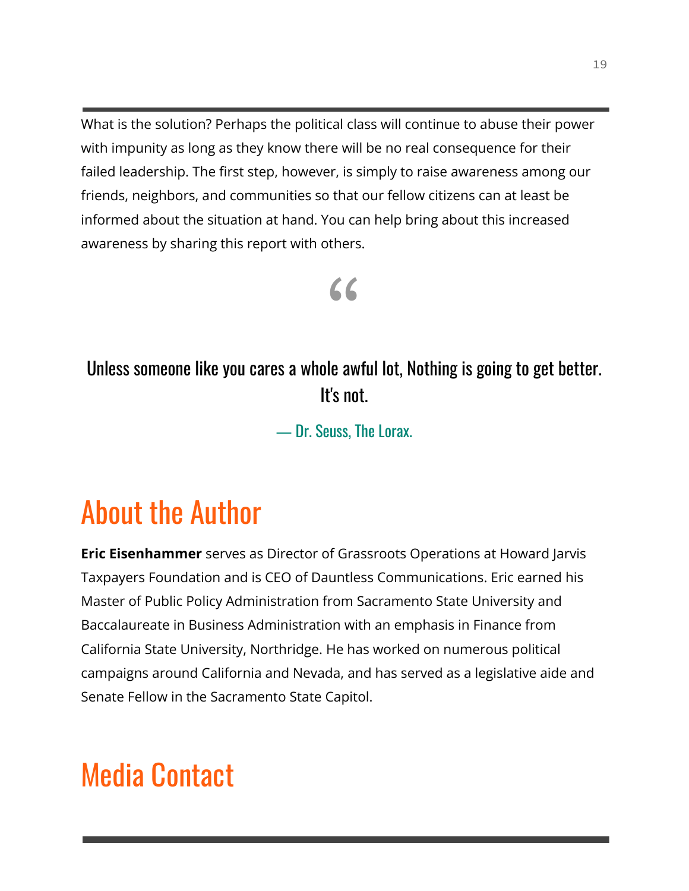What is the solution? Perhaps the political class will continue to abuse their power with impunity as long as they know there will be no real consequence for their failed leadership. The first step, however, is simply to raise awareness among our friends, neighbors, and communities so that our fellow citizens can at least be informed about the situation at hand. You can help bring about this increased awareness by sharing this report with others.

> Unless someone like you cares a whole awful lot, Nothing is going to get better. It's not.
>
> — Dr. Seuss, The Lorax.

# About the Author

**Eric Eisenhammer** serves as Director of Grassroots Operations at Howard Jarvis Taxpayers Foundation and is CEO of Dauntless Communications. Eric earned his Master of Public Policy Administration from Sacramento State University and Baccalaureate in Business Administration with an emphasis in Finance from California State University, Northridge. He has worked on numerous political campaigns around California and Nevada, and has served as a legislative aide and Senate Fellow in the Sacramento State Capitol.

# Media Contact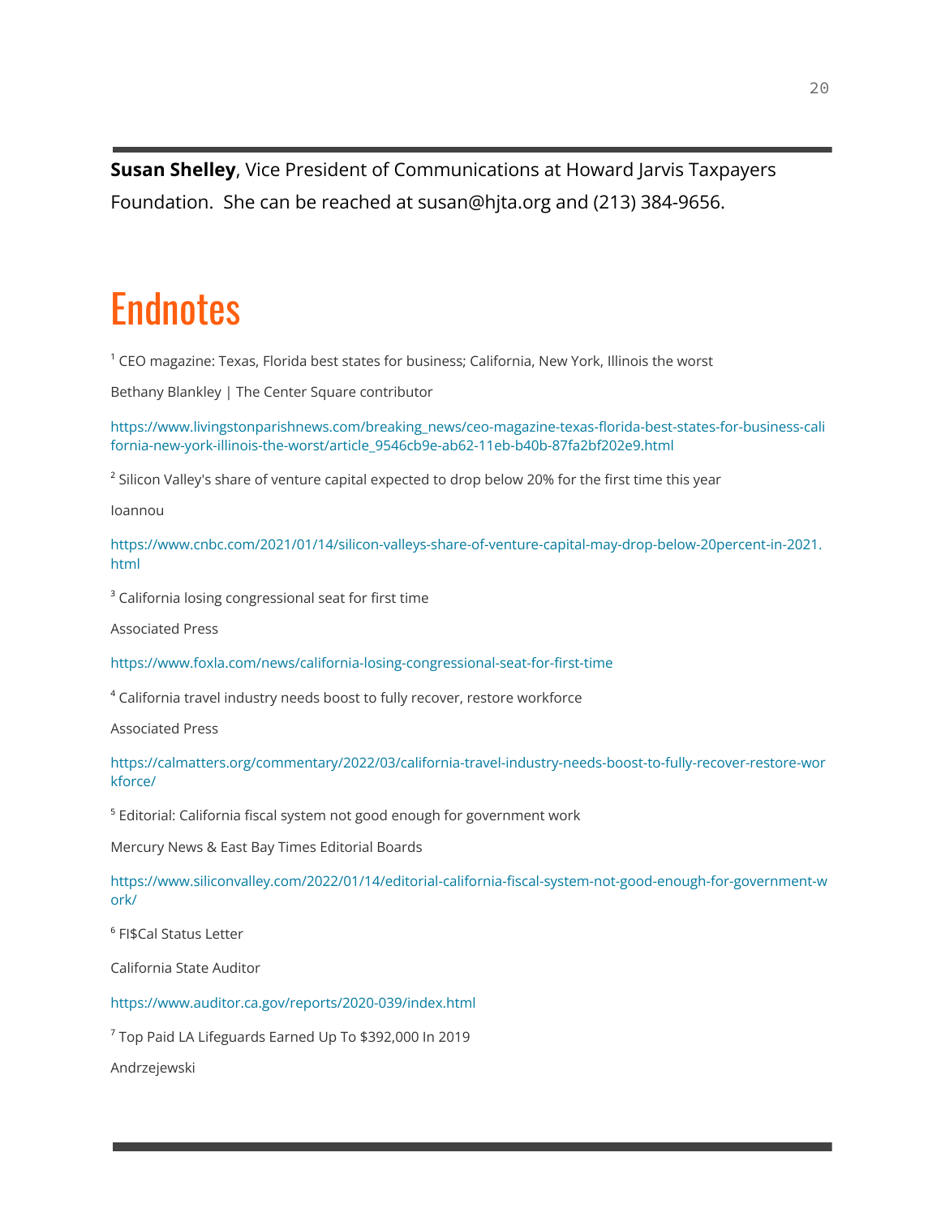**Susan Shelley**, Vice President of Communications at Howard Jarvis Taxpayers Foundation. She can be reached at susan@hjta.org and (213) 384-9656.

# Endnotes

[1] CEO magazine: Texas, Florida best states for business; California, New York, Illinois the worst

Bethany Blankley | The Center Square contributor

https://www.livingstonparishnews.com/breaking_news/ceo-magazine-texas-florida-best-states-for-business-california-new-york-illinois-the-worst/article_9546cb9e-ab62-11eb-b40b-87fa2bf202e9.html

[2] Silicon Valley's share of venture capital expected to drop below 20% for the first time this year

Ioannou

https://www.cnbc.com/2021/01/14/silicon-valleys-share-of-venture-capital-may-drop-below-20percent-in-2021.html

[3] California losing congressional seat for first time

Associated Press

https://www.foxla.com/news/california-losing-congressional-seat-for-first-time

[4] California travel industry needs boost to fully recover, restore workforce

Associated Press

https://calmatters.org/commentary/2022/03/california-travel-industry-needs-boost-to-fully-recover-restore-workforce/

[5] Editorial: California fiscal system not good enough for government work

Mercury News & East Bay Times Editorial Boards

https://www.siliconvalley.com/2022/01/14/editorial-california-fiscal-system-not-good-enough-for-government-work/

[6] FI$Cal Status Letter

California State Auditor

https://www.auditor.ca.gov/reports/2020-039/index.html

[7] Top Paid LA Lifeguards Earned Up To $392,000 In 2019

Andrzejewski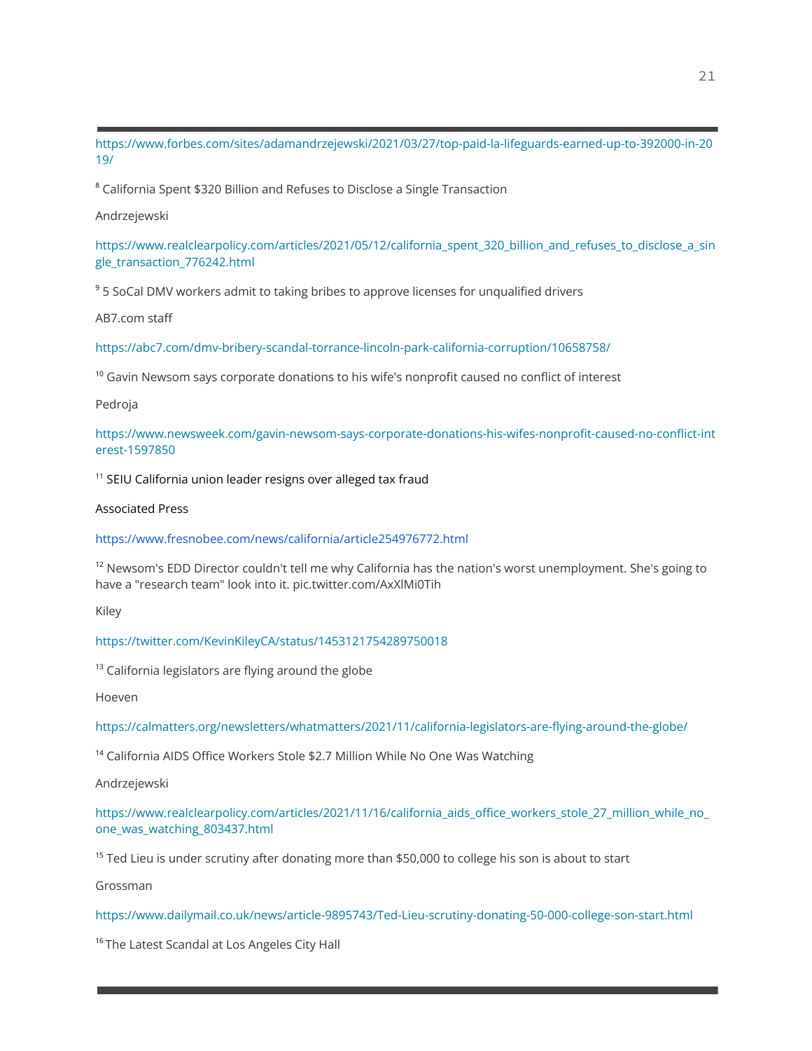https://www.forbes.com/sites/adamandrzejewski/2021/03/27/top-paid-la-lifeguards-earned-up-to-392000-in-2019/

[8] California Spent $320 Billion and Refuses to Disclose a Single Transaction

Andrzejewski

https://www.realclearpolicy.com/articles/2021/05/12/california_spent_320_billion_and_refuses_to_disclose_a_single_transaction_776242.html

[9] 5 SoCal DMV workers admit to taking bribes to approve licenses for unqualified drivers

AB7.com staff

https://abc7.com/dmv-bribery-scandal-torrance-lincoln-park-california-corruption/10658758/

[10] Gavin Newsom says corporate donations to his wife's nonprofit caused no conflict of interest

Pedroja

https://www.newsweek.com/gavin-newsom-says-corporate-donations-his-wifes-nonprofit-caused-no-conflict-interest-1597850

[11] SEIU California union leader resigns over alleged tax fraud

Associated Press

https://www.fresnobee.com/news/california/article254976772.html

[12] Newsom's EDD Director couldn't tell me why California has the nation's worst unemployment. She's going to have a "research team" look into it. pic.twitter.com/AxXlMi0Tih

Kiley

https://twitter.com/KevinKileyCA/status/1453121754289750018

[13] California legislators are flying around the globe

Hoeven

https://calmatters.org/newsletters/whatmatters/2021/11/california-legislators-are-flying-around-the-globe/

[14] California AIDS Office Workers Stole $2.7 Million While No One Was Watching

Andrzejewski

https://www.realclearpolicy.com/articles/2021/11/16/california_aids_office_workers_stole_27_million_while_no_one_was_watching_803437.html

[15] Ted Lieu is under scrutiny after donating more than $50,000 to college his son is about to start

Grossman

https://www.dailymail.co.uk/news/article-9895743/Ted-Lieu-scrutiny-donating-50-000-college-son-start.html

[16] The Latest Scandal at Los Angeles City Hall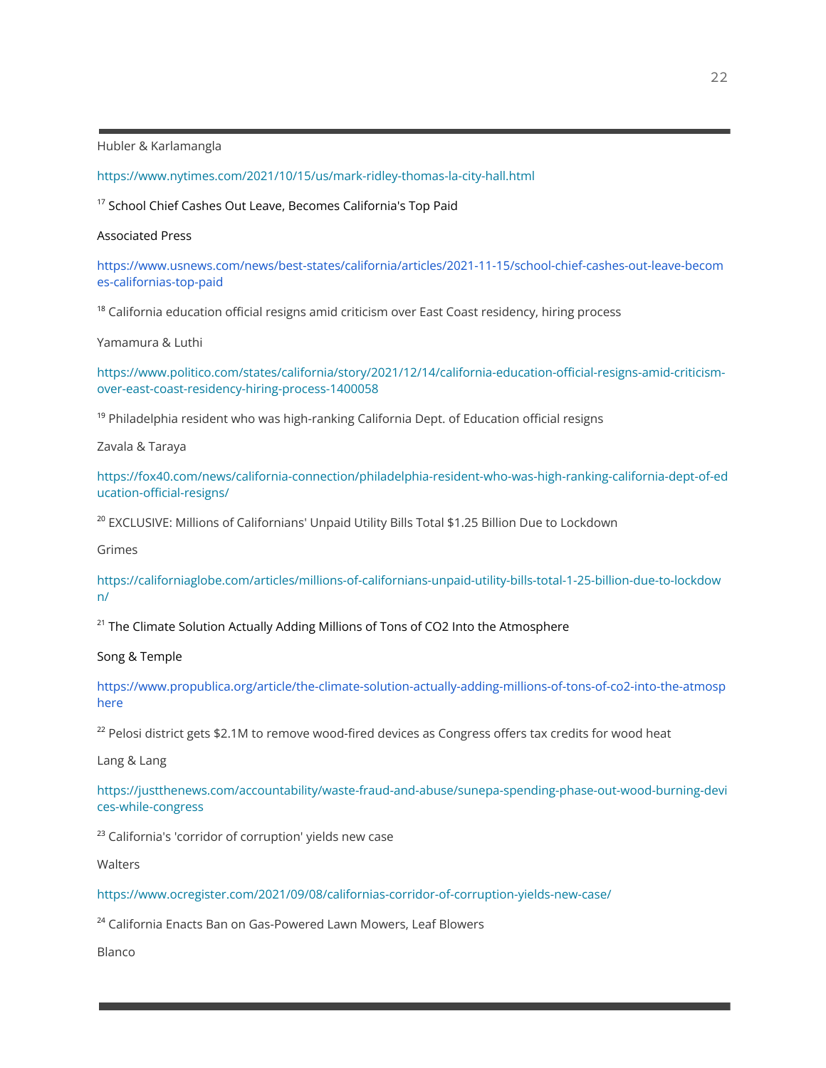Hubler & Karlamangla

https://www.nytimes.com/2021/10/15/us/mark-ridley-thomas-la-city-hall.html

[17] School Chief Cashes Out Leave, Becomes California's Top Paid

Associated Press

https://www.usnews.com/news/best-states/california/articles/2021-11-15/school-chief-cashes-out-leave-becomes-californias-top-paid

[18] California education official resigns amid criticism over East Coast residency, hiring process

Yamamura & Luthi

https://www.politico.com/states/california/story/2021/12/14/california-education-official-resigns-amid-criticism-over-east-coast-residency-hiring-process-1400058

[19] Philadelphia resident who was high-ranking California Dept. of Education official resigns

Zavala & Taraya

https://fox40.com/news/california-connection/philadelphia-resident-who-was-high-ranking-california-dept-of-education-official-resigns/

[20] EXCLUSIVE: Millions of Californians' Unpaid Utility Bills Total $1.25 Billion Due to Lockdown

Grimes

https://californiaglobe.com/articles/millions-of-californians-unpaid-utility-bills-total-1-25-billion-due-to-lockdown/

[21] The Climate Solution Actually Adding Millions of Tons of CO2 Into the Atmosphere

Song & Temple

https://www.propublica.org/article/the-climate-solution-actually-adding-millions-of-tons-of-co2-into-the-atmosphere

[22] Pelosi district gets $2.1M to remove wood-fired devices as Congress offers tax credits for wood heat

Lang & Lang

https://justthenews.com/accountability/waste-fraud-and-abuse/sunepa-spending-phase-out-wood-burning-devices-while-congress

[23] California's 'corridor of corruption' yields new case

Walters

https://www.ocregister.com/2021/09/08/californias-corridor-of-corruption-yields-new-case/

[24] California Enacts Ban on Gas-Powered Lawn Mowers, Leaf Blowers

Blanco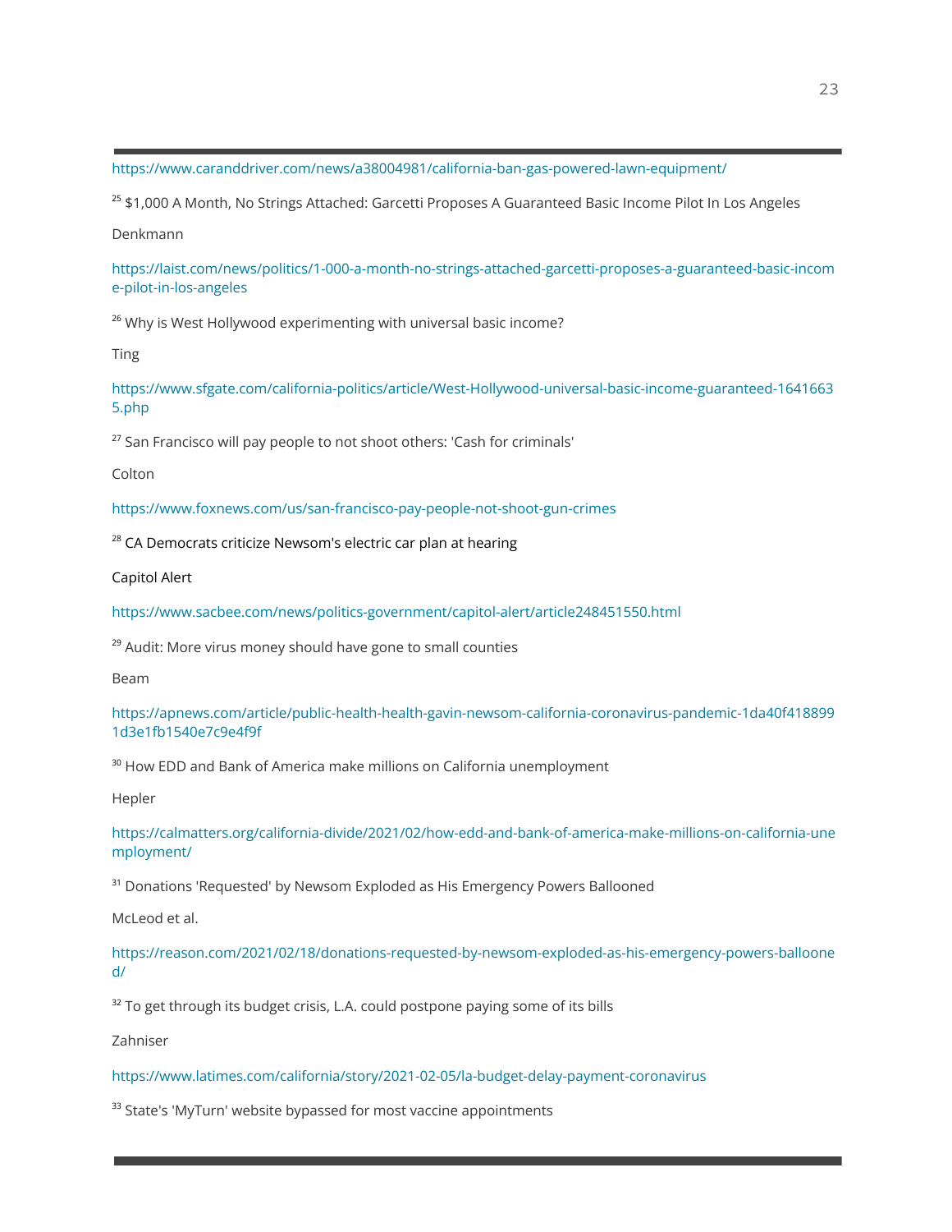https://www.caranddriver.com/news/a38004981/california-ban-gas-powered-lawn-equipment/

[25] $1,000 A Month, No Strings Attached: Garcetti Proposes A Guaranteed Basic Income Pilot In Los Angeles

Denkmann

https://laist.com/news/politics/1-000-a-month-no-strings-attached-garcetti-proposes-a-guaranteed-basic-income-pilot-in-los-angeles

[26] Why is West Hollywood experimenting with universal basic income?

Ting

https://www.sfgate.com/california-politics/article/West-Hollywood-universal-basic-income-guaranteed-16416635.php

[27] San Francisco will pay people to not shoot others: 'Cash for criminals'

Colton

https://www.foxnews.com/us/san-francisco-pay-people-not-shoot-gun-crimes

[28] CA Democrats criticize Newsom's electric car plan at hearing

Capitol Alert

https://www.sacbee.com/news/politics-government/capitol-alert/article248451550.html

[29] Audit: More virus money should have gone to small counties

Beam

https://apnews.com/article/public-health-health-gavin-newsom-california-coronavirus-pandemic-1da40f4188991d3e1fb1540e7c9e4f9f

[30] How EDD and Bank of America make millions on California unemployment

Hepler

https://calmatters.org/california-divide/2021/02/how-edd-and-bank-of-america-make-millions-on-california-unemployment/

[31] Donations 'Requested' by Newsom Exploded as His Emergency Powers Ballooned

McLeod et al.

https://reason.com/2021/02/18/donations-requested-by-newsom-exploded-as-his-emergency-powers-ballooned/

[32] To get through its budget crisis, L.A. could postpone paying some of its bills

Zahniser

https://www.latimes.com/california/story/2021-02-05/la-budget-delay-payment-coronavirus

[33] State's 'MyTurn' website bypassed for most vaccine appointments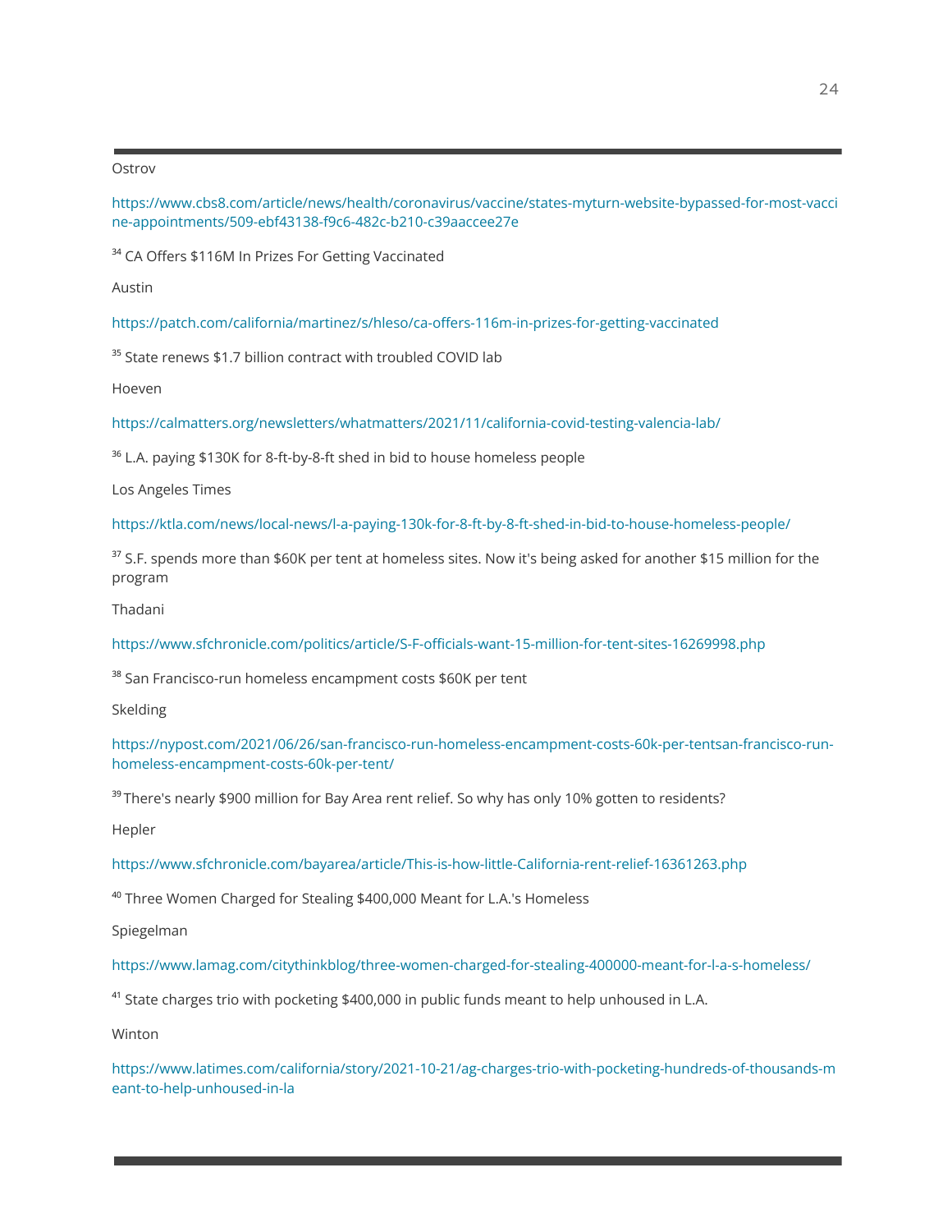Ostrov

https://www.cbs8.com/article/news/health/coronavirus/vaccine/states-myturn-website-bypassed-for-most-vaccine-appointments/509-ebf43138-f9c6-482c-b210-c39aaccee27e

[34] CA Offers $116M In Prizes For Getting Vaccinated

Austin

https://patch.com/california/martinez/s/hleso/ca-offers-116m-in-prizes-for-getting-vaccinated

[35] State renews $1.7 billion contract with troubled COVID lab

Hoeven

https://calmatters.org/newsletters/whatmatters/2021/11/california-covid-testing-valencia-lab/

[36] L.A. paying $130K for 8-ft-by-8-ft shed in bid to house homeless people

Los Angeles Times

https://ktla.com/news/local-news/l-a-paying-130k-for-8-ft-by-8-ft-shed-in-bid-to-house-homeless-people/

[37] S.F. spends more than $60K per tent at homeless sites. Now it's being asked for another $15 million for the program

Thadani

https://www.sfchronicle.com/politics/article/S-F-officials-want-15-million-for-tent-sites-16269998.php

[38] San Francisco-run homeless encampment costs $60K per tent

Skelding

https://nypost.com/2021/06/26/san-francisco-run-homeless-encampment-costs-60k-per-tentsan-francisco-run-homeless-encampment-costs-60k-per-tent/

[39] There's nearly $900 million for Bay Area rent relief. So why has only 10% gotten to residents?

Hepler

https://www.sfchronicle.com/bayarea/article/This-is-how-little-California-rent-relief-16361263.php

[40] Three Women Charged for Stealing $400,000 Meant for L.A.'s Homeless

Spiegelman

https://www.lamag.com/citythinkblog/three-women-charged-for-stealing-400000-meant-for-l-a-s-homeless/

[41] State charges trio with pocketing $400,000 in public funds meant to help unhoused in L.A.

Winton

https://www.latimes.com/california/story/2021-10-21/ag-charges-trio-with-pocketing-hundreds-of-thousands-meant-to-help-unhoused-in-la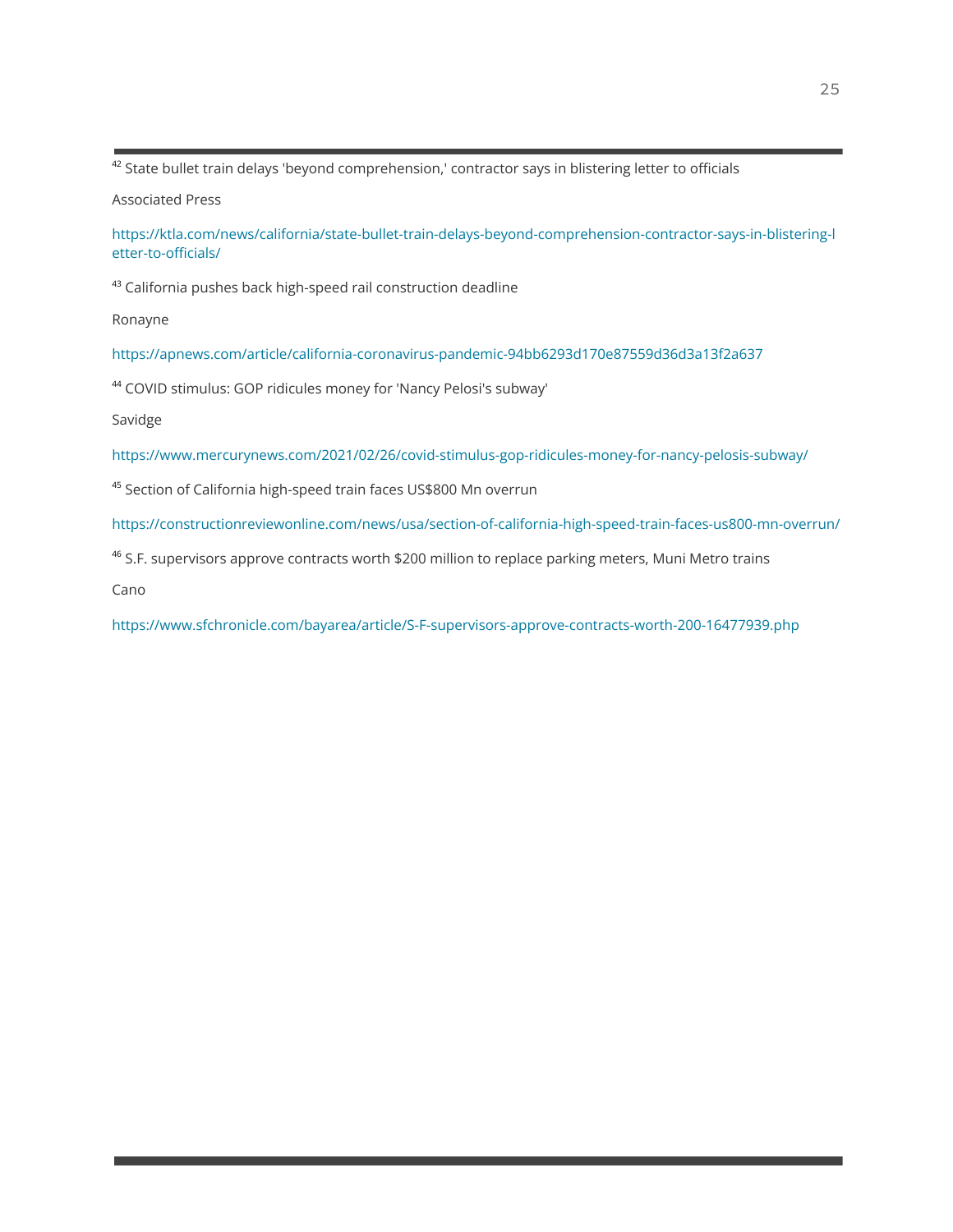[42] State bullet train delays 'beyond comprehension,' contractor says in blistering letter to officials

Associated Press

https://ktla.com/news/california/state-bullet-train-delays-beyond-comprehension-contractor-says-in-blistering-letter-to-officials/

[43] California pushes back high-speed rail construction deadline

Ronayne

https://apnews.com/article/california-coronavirus-pandemic-94bb6293d170e87559d36d3a13f2a637

[44] COVID stimulus: GOP ridicules money for 'Nancy Pelosi's subway'

Savidge

https://www.mercurynews.com/2021/02/26/covid-stimulus-gop-ridicules-money-for-nancy-pelosis-subway/

[45] Section of California high-speed train faces US$800 Mn overrun

https://constructionreviewonline.com/news/usa/section-of-california-high-speed-train-faces-us800-mn-overrun/

[46] S.F. supervisors approve contracts worth $200 million to replace parking meters, Muni Metro trains

Cano

https://www.sfchronicle.com/bayarea/article/S-F-supervisors-approve-contracts-worth-200-16477939.php